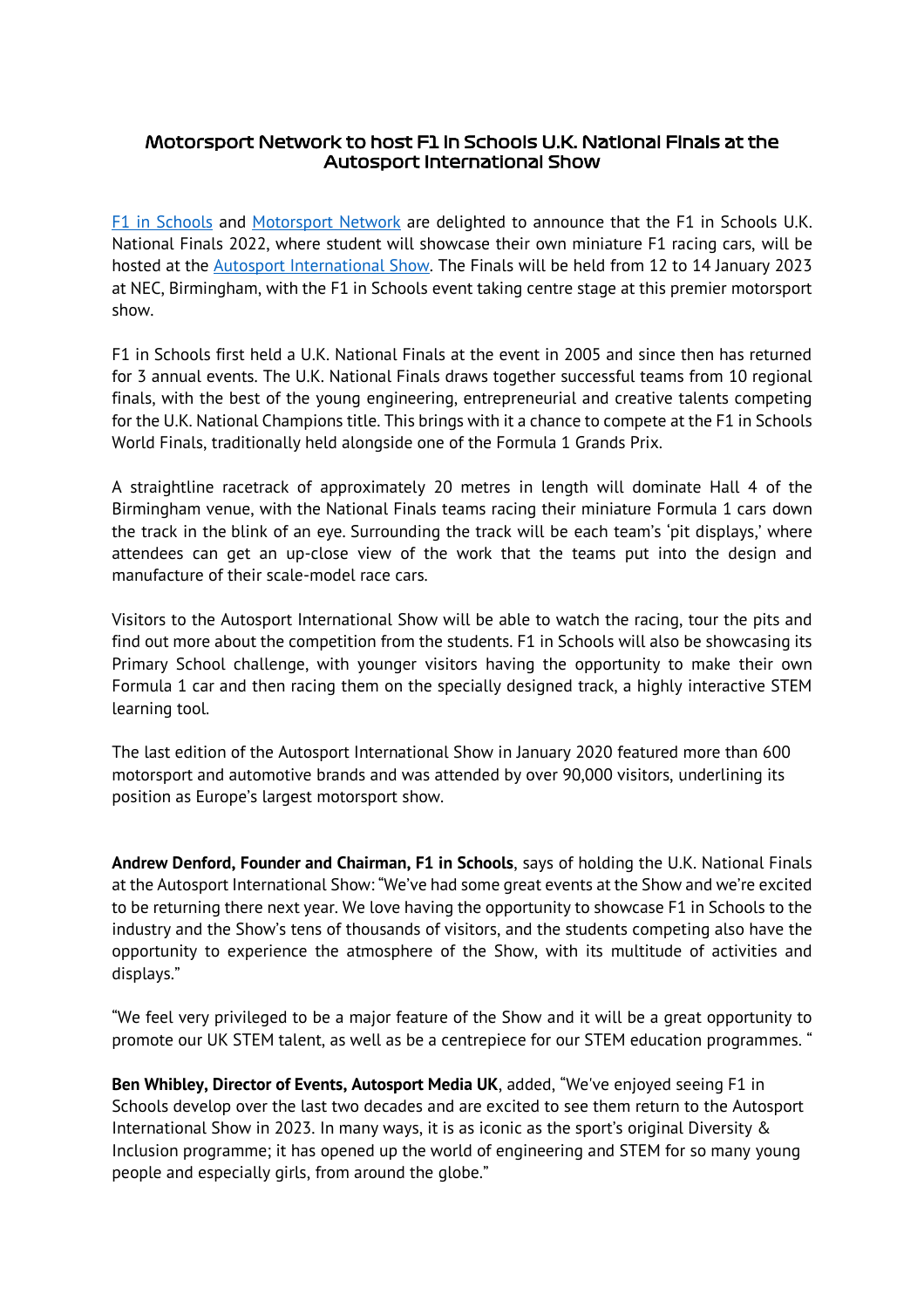# Motorsport Network to host F1 in Schools U.K. National Finals at the Autosport International Show

F1 in Schools and Motorsport Network are delighted to announce that the F1 in Schools U.K. National Finals 2022, where student will showcase their own miniature F1 racing cars, will be hosted at the Autosport International Show. The Finals will be held from 12 to 14 January 2023 at NEC, Birmingham, with the F1 in Schools event taking centre stage at this premier motorsport show.

F1 in Schools first held a U.K. National Finals at the event in 2005 and since then has returned for 3 annual events. The U.K. National Finals draws together successful teams from 10 regional finals, with the best of the young engineering, entrepreneurial and creative talents competing for the U.K. National Champions title. This brings with it a chance to compete at the F1 in Schools World Finals, traditionally held alongside one of the Formula 1 Grands Prix.

A straightline racetrack of approximately 20 metres in length will dominate Hall 4 of the Birmingham venue, with the National Finals teams racing their miniature Formula 1 cars down the track in the blink of an eye. Surrounding the track will be each team's 'pit displays,' where attendees can get an up-close view of the work that the teams put into the design and manufacture of their scale-model race cars.

Visitors to the Autosport International Show will be able to watch the racing, tour the pits and find out more about the competition from the students. F1 in Schools will also be showcasing its Primary School challenge, with younger visitors having the opportunity to make their own Formula 1 car and then racing them on the specially designed track, a highly interactive STEM learning tool.

The last edition of the Autosport International Show in January 2020 featured more than 600 motorsport and automotive brands and was attended by over 90,000 visitors, underlining its position as Europe's largest motorsport show.

**Andrew Denford, Founder and Chairman, F1 in Schools**, says of holding the U.K. National Finals at the Autosport International Show: "We've had some great events at the Show and we're excited to be returning there next year. We love having the opportunity to showcase F1 in Schools to the industry and the Show's tens of thousands of visitors, and the students competing also have the opportunity to experience the atmosphere of the Show, with its multitude of activities and displays."

"We feel very privileged to be a major feature of the Show and it will be a great opportunity to promote our UK STEM talent, as well as be a centrepiece for our STEM education programmes. "

**Ben Whibley, Director of Events, Autosport Media UK**, added, "We've enjoyed seeing F1 in Schools develop over the last two decades and are excited to see them return to the Autosport International Show in 2023. In many ways, it is as iconic as the sport's original Diversity & Inclusion programme; it has opened up the world of engineering and STEM for so many young people and especially girls, from around the globe."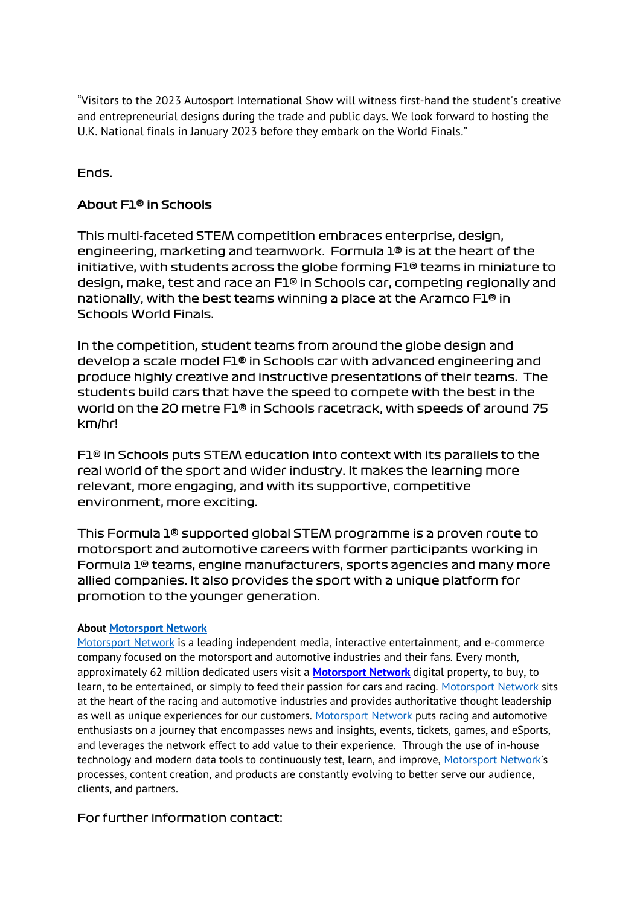"Visitors to the 2023 Autosport International Show will witness first-hand the student's creative and entrepreneurial designs during the trade and public days. We look forward to hosting the U.K. National finals in January 2023 before they embark on the World Finals."

Ends.

## About F1® in Schools

This multi-faceted STEM competition embraces enterprise, design, engineering, marketing and teamwork. Formula 1® is at the heart of the initiative, with students across the globe forming F1® teams in miniature to design, make, test and race an F1® in Schools car, competing regionally and nationally, with the best teams winning a place at the Aramco F1® in Schools World Finals.

In the competition, student teams from around the globe design and develop a scale model F1® in Schools car with advanced engineering and produce highly creative and instructive presentations of their teams. The students build cars that have the speed to compete with the best in the world on the 20 metre F1® in Schools racetrack, with speeds of around 75 km/hr!

F1® in Schools puts STEM education into context with its parallels to the real world of the sport and wider industry. It makes the learning more relevant, more engaging, and with its supportive, competitive environment, more exciting.

This Formula 1® supported global STEM programme is a proven route to motorsport and automotive careers with former participants working in Formula 1® teams, engine manufacturers, sports agencies and many more allied companies. It also provides the sport with a unique platform for promotion to the younger generation.

**About Motorsport Network**

Motorsport Network is a leading independent media, interactive entertainment, and e-commerce company focused on the motorsport and automotive industries and their fans. Every month, approximately 62 million dedicated users visit a **Motorsport Network** digital property, to buy, to learn, to be entertained, or simply to feed their passion for cars and racing. Motorsport Network sits at the heart of the racing and automotive industries and provides authoritative thought leadership as well as unique experiences for our customers. Motorsport Network puts racing and automotive enthusiasts on a journey that encompasses news and insights, events, tickets, games, and eSports, and leverages the network effect to add value to their experience. Through the use of in-house technology and modern data tools to continuously test, learn, and improve, Motorsport Network's processes, content creation, and products are constantly evolving to better serve our audience, clients, and partners.

For further information contact: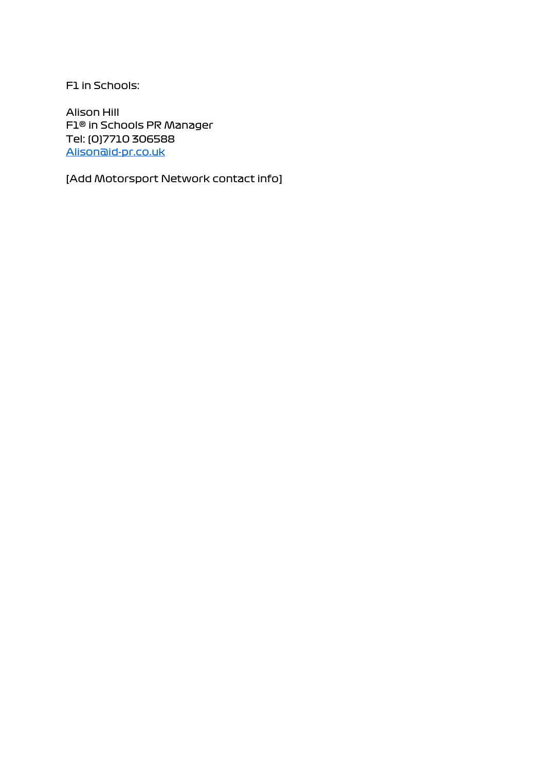F1 in Schools:

Alison Hill
F1® in Schools PR Manager
Tel: (0)7710 306588
Alison@id-pr.co.uk

[Add Motorsport Network contact info]